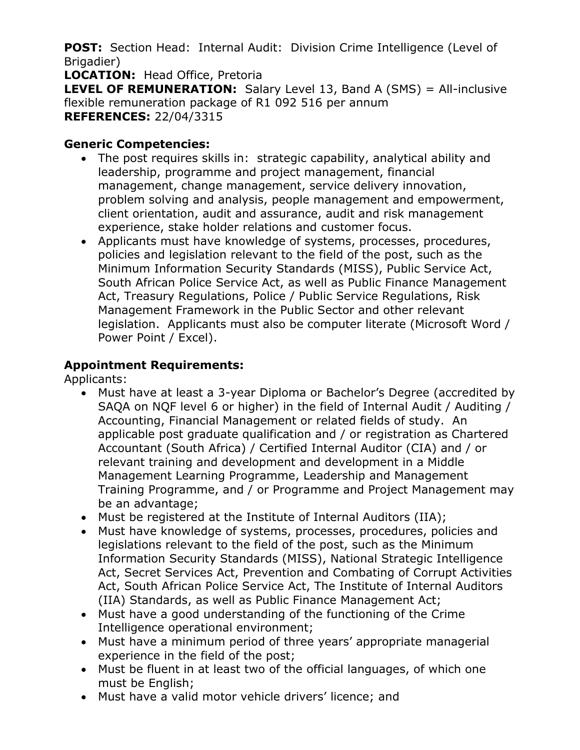**POST:** Section Head: Internal Audit: Division Crime Intelligence (Level of Brigadier)
**LOCATION:** Head Office, Pretoria
**LEVEL OF REMUNERATION:** Salary Level 13, Band A (SMS) = All-inclusive flexible remuneration package of R1 092 516 per annum
**REFERENCES:** 22/04/3315

**Generic Competencies:**

- The post requires skills in: strategic capability, analytical ability and leadership, programme and project management, financial management, change management, service delivery innovation, problem solving and analysis, people management and empowerment, client orientation, audit and assurance, audit and risk management experience, stake holder relations and customer focus.
- Applicants must have knowledge of systems, processes, procedures, policies and legislation relevant to the field of the post, such as the Minimum Information Security Standards (MISS), Public Service Act, South African Police Service Act, as well as Public Finance Management Act, Treasury Regulations, Police / Public Service Regulations, Risk Management Framework in the Public Sector and other relevant legislation. Applicants must also be computer literate (Microsoft Word / Power Point / Excel).

**Appointment Requirements:**

Applicants:

- Must have at least a 3-year Diploma or Bachelor's Degree (accredited by SAQA on NQF level 6 or higher) in the field of Internal Audit / Auditing / Accounting, Financial Management or related fields of study. An applicable post graduate qualification and / or registration as Chartered Accountant (South Africa) / Certified Internal Auditor (CIA) and / or relevant training and development and development in a Middle Management Learning Programme, Leadership and Management Training Programme, and / or Programme and Project Management may be an advantage;
- Must be registered at the Institute of Internal Auditors (IIA);
- Must have knowledge of systems, processes, procedures, policies and legislations relevant to the field of the post, such as the Minimum Information Security Standards (MISS), National Strategic Intelligence Act, Secret Services Act, Prevention and Combating of Corrupt Activities Act, South African Police Service Act, The Institute of Internal Auditors (IIA) Standards, as well as Public Finance Management Act;
- Must have a good understanding of the functioning of the Crime Intelligence operational environment;
- Must have a minimum period of three years' appropriate managerial experience in the field of the post;
- Must be fluent in at least two of the official languages, of which one must be English;
- Must have a valid motor vehicle drivers' licence; and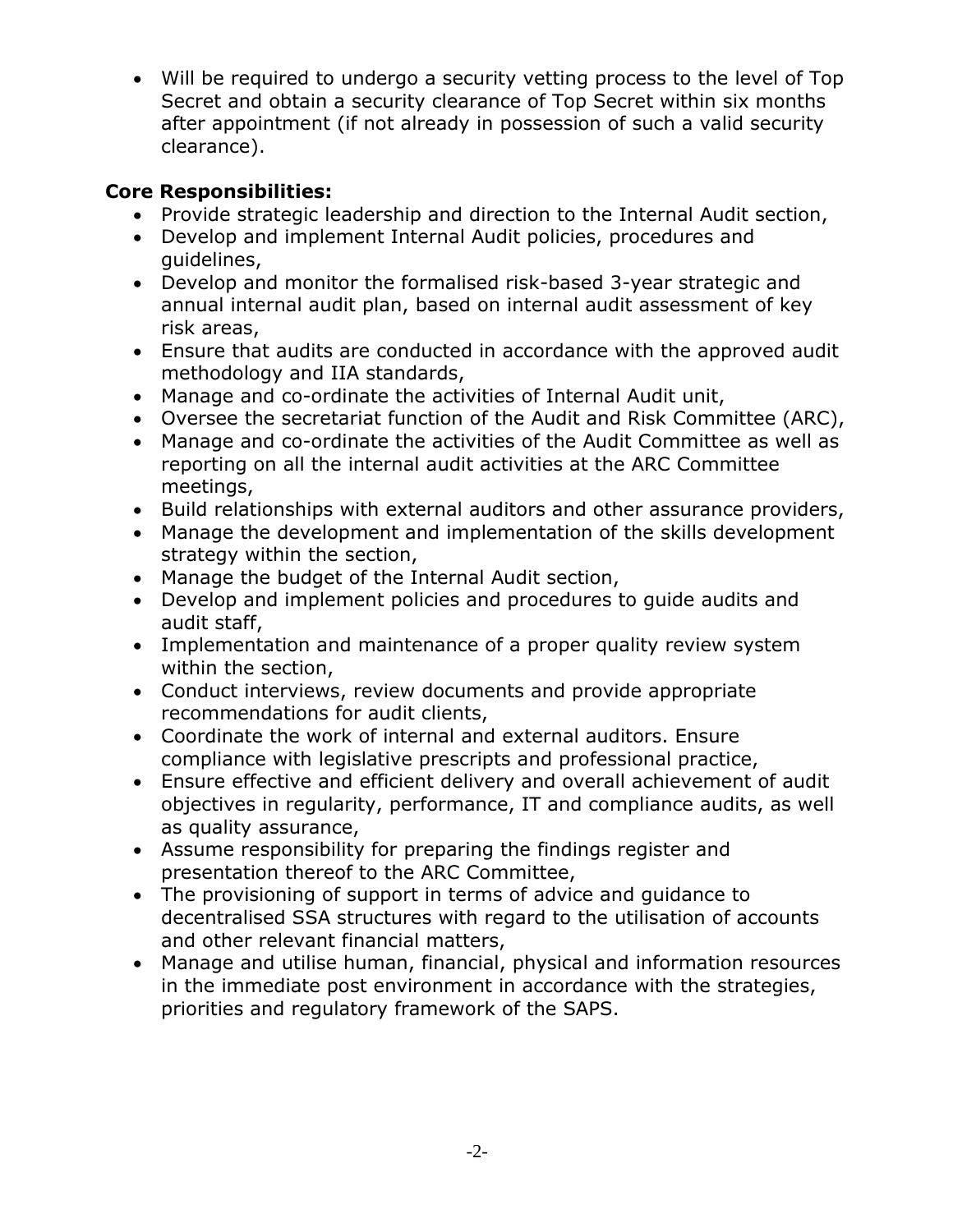- Will be required to undergo a security vetting process to the level of Top Secret and obtain a security clearance of Top Secret within six months after appointment (if not already in possession of such a valid security clearance).

**Core Responsibilities:**

- Provide strategic leadership and direction to the Internal Audit section,
- Develop and implement Internal Audit policies, procedures and guidelines,
- Develop and monitor the formalised risk-based 3-year strategic and annual internal audit plan, based on internal audit assessment of key risk areas,
- Ensure that audits are conducted in accordance with the approved audit methodology and IIA standards,
- Manage and co-ordinate the activities of Internal Audit unit,
- Oversee the secretariat function of the Audit and Risk Committee (ARC),
- Manage and co-ordinate the activities of the Audit Committee as well as reporting on all the internal audit activities at the ARC Committee meetings,
- Build relationships with external auditors and other assurance providers,
- Manage the development and implementation of the skills development strategy within the section,
- Manage the budget of the Internal Audit section,
- Develop and implement policies and procedures to guide audits and audit staff,
- Implementation and maintenance of a proper quality review system within the section,
- Conduct interviews, review documents and provide appropriate recommendations for audit clients,
- Coordinate the work of internal and external auditors. Ensure compliance with legislative prescripts and professional practice,
- Ensure effective and efficient delivery and overall achievement of audit objectives in regularity, performance, IT and compliance audits, as well as quality assurance,
- Assume responsibility for preparing the findings register and presentation thereof to the ARC Committee,
- The provisioning of support in terms of advice and guidance to decentralised SSA structures with regard to the utilisation of accounts and other relevant financial matters,
- Manage and utilise human, financial, physical and information resources in the immediate post environment in accordance with the strategies, priorities and regulatory framework of the SAPS.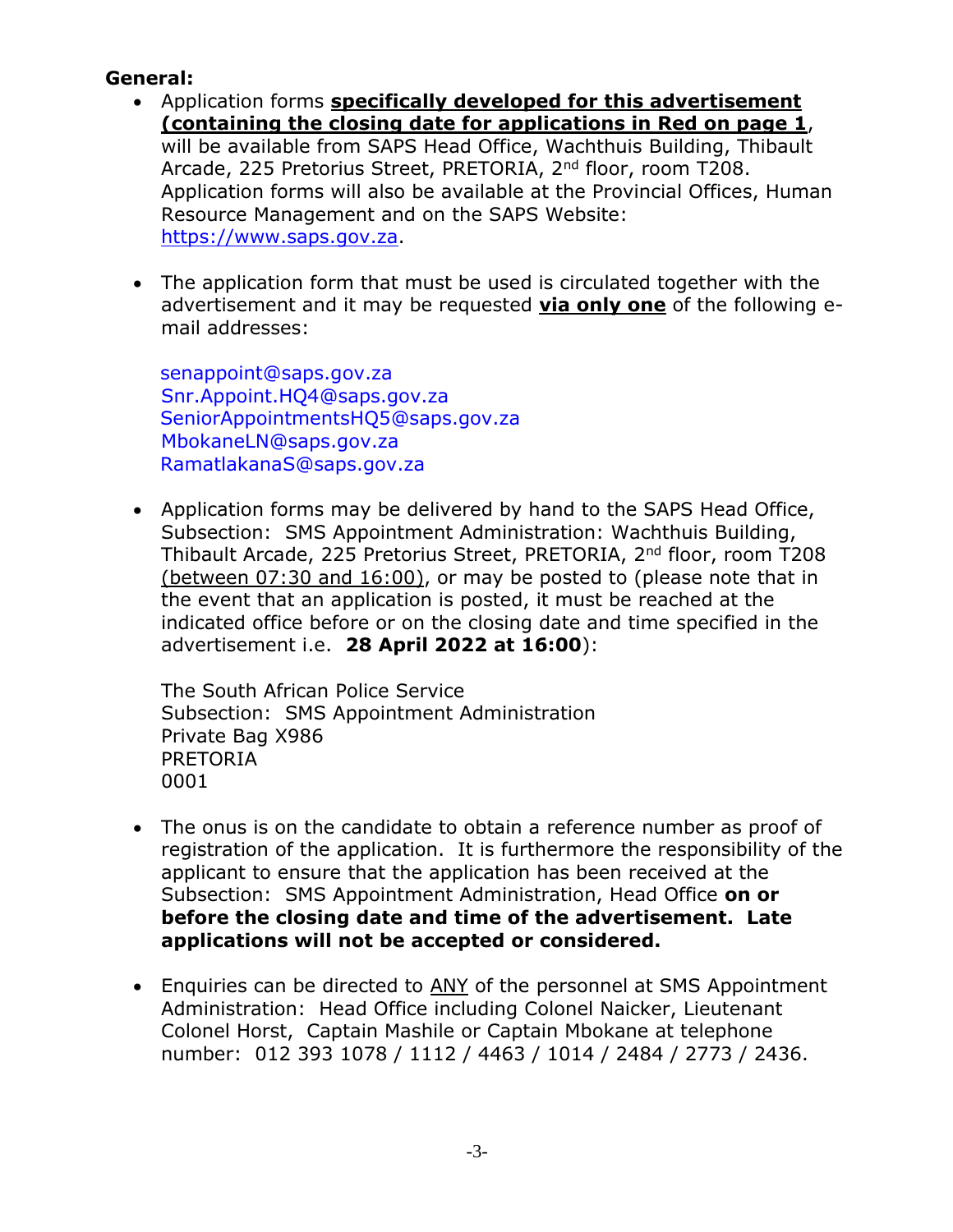**General:**

- Application forms **specifically developed for this advertisement (containing the closing date for applications in Red on page 1**, will be available from SAPS Head Office, Wachthuis Building, Thibault Arcade, 225 Pretorius Street, PRETORIA, 2nd floor, room T208. Application forms will also be available at the Provincial Offices, Human Resource Management and on the SAPS Website: https://www.saps.gov.za.

- The application form that must be used is circulated together with the advertisement and it may be requested **via only one** of the following e-mail addresses:

  senappoint@saps.gov.za
  Snr.Appoint.HQ4@saps.gov.za
  SeniorAppointmentsHQ5@saps.gov.za
  MbokaneLN@saps.gov.za
  RamatlakanaS@saps.gov.za

- Application forms may be delivered by hand to the SAPS Head Office, Subsection: SMS Appointment Administration: Wachthuis Building, Thibault Arcade, 225 Pretorius Street, PRETORIA, 2nd floor, room T208 (between 07:30 and 16:00), or may be posted to (please note that in the event that an application is posted, it must be reached at the indicated office before or on the closing date and time specified in the advertisement i.e. **28 April 2022 at 16:00**):

  The South African Police Service
  Subsection: SMS Appointment Administration
  Private Bag X986
  PRETORIA
  0001

- The onus is on the candidate to obtain a reference number as proof of registration of the application. It is furthermore the responsibility of the applicant to ensure that the application has been received at the Subsection: SMS Appointment Administration, Head Office **on or before the closing date and time of the advertisement. Late applications will not be accepted or considered.**

- Enquiries can be directed to ANY of the personnel at SMS Appointment Administration: Head Office including Colonel Naicker, Lieutenant Colonel Horst, Captain Mashile or Captain Mbokane at telephone number: 012 393 1078 / 1112 / 4463 / 1014 / 2484 / 2773 / 2436.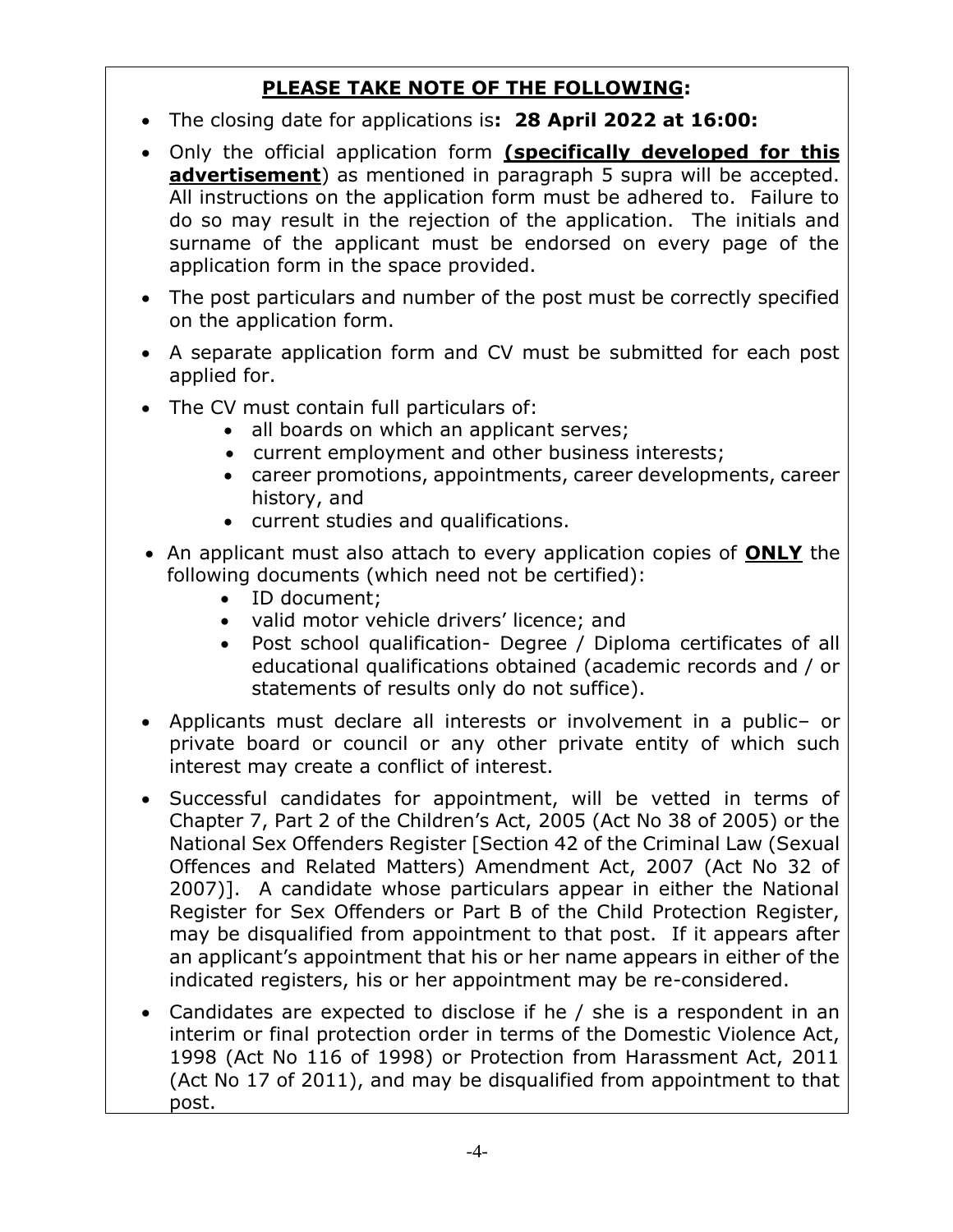## PLEASE TAKE NOTE OF THE FOLLOWING:

- The closing date for applications is**: 28 April 2022 at 16:00:**
- Only the official application form **(specifically developed for this advertisement**) as mentioned in paragraph 5 supra will be accepted. All instructions on the application form must be adhered to. Failure to do so may result in the rejection of the application. The initials and surname of the applicant must be endorsed on every page of the application form in the space provided.
- The post particulars and number of the post must be correctly specified on the application form.
- A separate application form and CV must be submitted for each post applied for.
- The CV must contain full particulars of:
  - all boards on which an applicant serves;
  - current employment and other business interests;
  - career promotions, appointments, career developments, career history, and
  - current studies and qualifications.
- An applicant must also attach to every application copies of **ONLY** the following documents (which need not be certified):
  - ID document;
  - valid motor vehicle drivers' licence; and
  - Post school qualification- Degree / Diploma certificates of all educational qualifications obtained (academic records and / or statements of results only do not suffice).
- Applicants must declare all interests or involvement in a public– or private board or council or any other private entity of which such interest may create a conflict of interest.
- Successful candidates for appointment, will be vetted in terms of Chapter 7, Part 2 of the Children's Act, 2005 (Act No 38 of 2005) or the National Sex Offenders Register [Section 42 of the Criminal Law (Sexual Offences and Related Matters) Amendment Act, 2007 (Act No 32 of 2007)]. A candidate whose particulars appear in either the National Register for Sex Offenders or Part B of the Child Protection Register, may be disqualified from appointment to that post. If it appears after an applicant's appointment that his or her name appears in either of the indicated registers, his or her appointment may be re-considered.
- Candidates are expected to disclose if he / she is a respondent in an interim or final protection order in terms of the Domestic Violence Act, 1998 (Act No 116 of 1998) or Protection from Harassment Act, 2011 (Act No 17 of 2011), and may be disqualified from appointment to that post.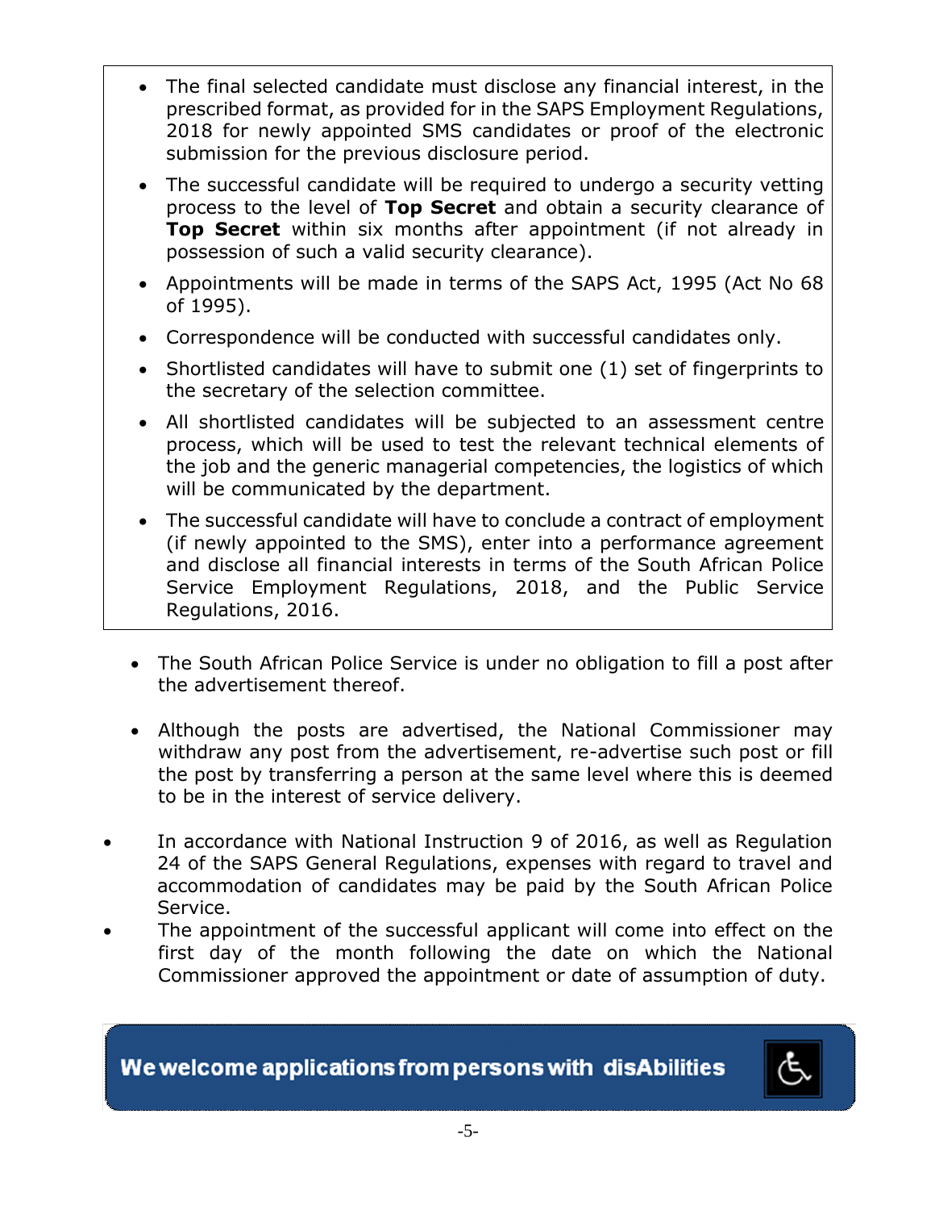- The final selected candidate must disclose any financial interest, in the prescribed format, as provided for in the SAPS Employment Regulations, 2018 for newly appointed SMS candidates or proof of the electronic submission for the previous disclosure period.
- The successful candidate will be required to undergo a security vetting process to the level of **Top Secret** and obtain a security clearance of **Top Secret** within six months after appointment (if not already in possession of such a valid security clearance).
- Appointments will be made in terms of the SAPS Act, 1995 (Act No 68 of 1995).
- Correspondence will be conducted with successful candidates only.
- Shortlisted candidates will have to submit one (1) set of fingerprints to the secretary of the selection committee.
- All shortlisted candidates will be subjected to an assessment centre process, which will be used to test the relevant technical elements of the job and the generic managerial competencies, the logistics of which will be communicated by the department.
- The successful candidate will have to conclude a contract of employment (if newly appointed to the SMS), enter into a performance agreement and disclose all financial interests in terms of the South African Police Service Employment Regulations, 2018, and the Public Service Regulations, 2016.

- The South African Police Service is under no obligation to fill a post after the advertisement thereof.

- Although the posts are advertised, the National Commissioner may withdraw any post from the advertisement, re-advertise such post or fill the post by transferring a person at the same level where this is deemed to be in the interest of service delivery.

- In accordance with National Instruction 9 of 2016, as well as Regulation 24 of the SAPS General Regulations, expenses with regard to travel and accommodation of candidates may be paid by the South African Police Service.
- The appointment of the successful applicant will come into effect on the first day of the month following the date on which the National Commissioner approved the appointment or date of assumption of duty.

**We welcome applications from persons with disAbilities**